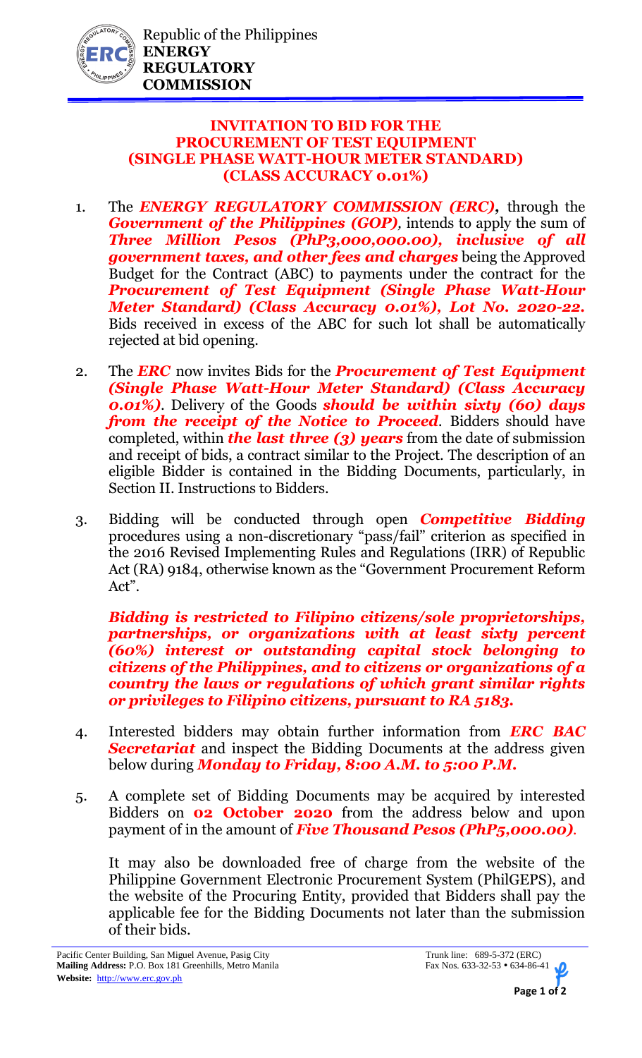Republic of the Philippines
**ENERGY REGULATORY COMMISSION**

## INVITATION TO BID FOR THE PROCUREMENT OF TEST EQUIPMENT (SINGLE PHASE WATT-HOUR METER STANDARD) (CLASS ACCURACY 0.01%)

1. The ***ENERGY REGULATORY COMMISSION (ERC),*** through the ***Government of the Philippines (GOP),*** intends to apply the sum of ***Three Million Pesos (PhP3,000,000.00), inclusive of all government taxes, and other fees and charges*** being the Approved Budget for the Contract (ABC) to payments under the contract for the ***Procurement of Test Equipment (Single Phase Watt-Hour Meter Standard) (Class Accuracy 0.01%), Lot No. 2020-22.*** Bids received in excess of the ABC for such lot shall be automatically rejected at bid opening.

2. The ***ERC*** now invites Bids for the ***Procurement of Test Equipment (Single Phase Watt-Hour Meter Standard) (Class Accuracy 0.01%)***. Delivery of the Goods ***should be within sixty (60) days from the receipt of the Notice to Proceed***. Bidders should have completed, within ***the last three (3) years*** from the date of submission and receipt of bids, a contract similar to the Project. The description of an eligible Bidder is contained in the Bidding Documents, particularly, in Section II. Instructions to Bidders.

3. Bidding will be conducted through open ***Competitive Bidding*** procedures using a non-discretionary "pass/fail" criterion as specified in the 2016 Revised Implementing Rules and Regulations (IRR) of Republic Act (RA) 9184, otherwise known as the "Government Procurement Reform Act".

   ***Bidding is restricted to Filipino citizens/sole proprietorships, partnerships, or organizations with at least sixty percent (60%) interest or outstanding capital stock belonging to citizens of the Philippines, and to citizens or organizations of a country the laws or regulations of which grant similar rights or privileges to Filipino citizens, pursuant to RA 5183.***

4. Interested bidders may obtain further information from ***ERC BAC Secretariat*** and inspect the Bidding Documents at the address given below during ***Monday to Friday, 8:00 A.M. to 5:00 P.M.***

5. A complete set of Bidding Documents may be acquired by interested Bidders on **02 October 2020** from the address below and upon payment of in the amount of ***Five Thousand Pesos (PhP5,000.00)***.

   It may also be downloaded free of charge from the website of the Philippine Government Electronic Procurement System (PhilGEPS), and the website of the Procuring Entity, provided that Bidders shall pay the applicable fee for the Bidding Documents not later than the submission of their bids.

Pacific Center Building, San Miguel Avenue, Pasig City
**Mailing Address:** P.O. Box 181 Greenhills, Metro Manila
**Website:** http://www.erc.gov.ph

Trunk line: 689-5-372 (ERC)
Fax Nos. 633-32-53 • 634-86-41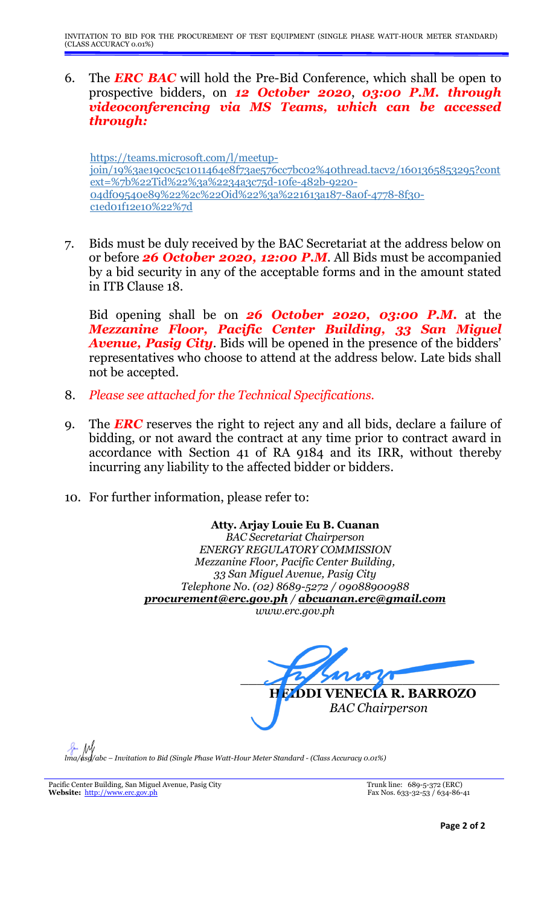6. The ***ERC BAC*** will hold the Pre-Bid Conference, which shall be open to prospective bidders, on ***12 October 2020***, ***03:00 P.M. through videoconferencing via MS Teams, which can be accessed through:***

   https://teams.microsoft.com/l/meetup-join/19%3ae19c0c5c1011464e8f73ae576cc7bc02%40thread.tacv2/1601365853295?context=%7b%22Tid%22%3a%2234a3c75d-10fe-482b-9220-04df09540e89%22%2c%22Oid%22%3a%221613a187-8a0f-4778-8f30-c1ed01f12e10%22%7d

7. Bids must be duly received by the BAC Secretariat at the address below on or before ***26 October 2020, 12:00 P.M***. All Bids must be accompanied by a bid security in any of the acceptable forms and in the amount stated in ITB Clause 18.

   Bid opening shall be on ***26 October 2020, 03:00 P.M.*** at the ***Mezzanine Floor, Pacific Center Building, 33 San Miguel Avenue, Pasig City***. Bids will be opened in the presence of the bidders' representatives who choose to attend at the address below. Late bids shall not be accepted.

8. *Please see attached for the Technical Specifications.*

9. The ***ERC*** reserves the right to reject any and all bids, declare a failure of bidding, or not award the contract at any time prior to contract award in accordance with Section 41 of RA 9184 and its IRR, without thereby incurring any liability to the affected bidder or bidders.

10. For further information, please refer to:

**Atty. Arjay Louie Eu B. Cuanan**
*BAC Secretariat Chairperson*
*ENERGY REGULATORY COMMISSION*
*Mezzanine Floor, Pacific Center Building,*
*33 San Miguel Avenue, Pasig City*
*Telephone No. (02) 8689-5272 / 09088900988*
***procurement@erc.gov.ph / abcuanan.erc@gmail.com***
*www.erc.gov.ph*

**HEIDDI VENECIA R. BARROZO**
*BAC Chairperson*

*lma/asd/abc – Invitation to Bid (Single Phase Watt-Hour Meter Standard - (Class Accuracy 0.01%)*

Pacific Center Building, San Miguel Avenue, Pasig City
**Website:** http://www.erc.gov.ph

Trunk line: 689-5-372 (ERC)
Fax Nos. 633-32-53 / 634-86-41